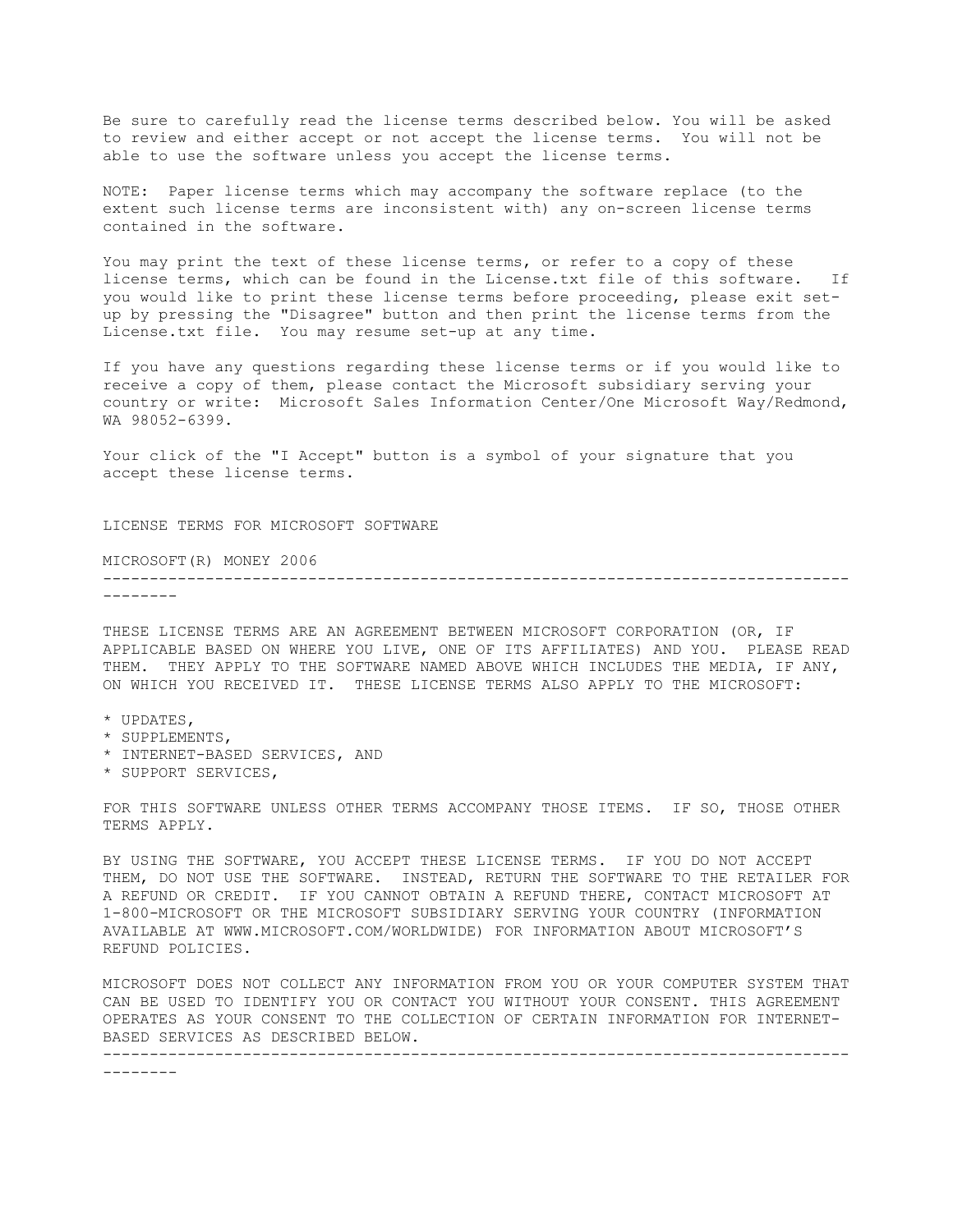Be sure to carefully read the license terms described below. You will be asked to review and either accept or not accept the license terms. You will not be able to use the software unless you accept the license terms.

NOTE: Paper license terms which may accompany the software replace (to the extent such license terms are inconsistent with) any on-screen license terms contained in the software.

You may print the text of these license terms, or refer to a copy of these license terms, which can be found in the License.txt file of this software. If you would like to print these license terms before proceeding, please exit set-up by pressing the "Disagree" button and then print the license terms from the License.txt file. You may resume set-up at any time.

If you have any questions regarding these license terms or if you would like to receive a copy of them, please contact the Microsoft subsidiary serving your country or write: Microsoft Sales Information Center/One Microsoft Way/Redmond, WA 98052-6399.

Your click of the "I Accept" button is a symbol of your signature that you accept these license terms.

LICENSE TERMS FOR MICROSOFT SOFTWARE

MICROSOFT(R) MONEY 2006

---

THESE LICENSE TERMS ARE AN AGREEMENT BETWEEN MICROSOFT CORPORATION (OR, IF APPLICABLE BASED ON WHERE YOU LIVE, ONE OF ITS AFFILIATES) AND YOU. PLEASE READ THEM. THEY APPLY TO THE SOFTWARE NAMED ABOVE WHICH INCLUDES THE MEDIA, IF ANY, ON WHICH YOU RECEIVED IT. THESE LICENSE TERMS ALSO APPLY TO THE MICROSOFT:

* UPDATES,
* SUPPLEMENTS,
* INTERNET-BASED SERVICES, AND
* SUPPORT SERVICES,

FOR THIS SOFTWARE UNLESS OTHER TERMS ACCOMPANY THOSE ITEMS. IF SO, THOSE OTHER TERMS APPLY.

BY USING THE SOFTWARE, YOU ACCEPT THESE LICENSE TERMS. IF YOU DO NOT ACCEPT THEM, DO NOT USE THE SOFTWARE. INSTEAD, RETURN THE SOFTWARE TO THE RETAILER FOR A REFUND OR CREDIT. IF YOU CANNOT OBTAIN A REFUND THERE, CONTACT MICROSOFT AT 1-800-MICROSOFT OR THE MICROSOFT SUBSIDIARY SERVING YOUR COUNTRY (INFORMATION AVAILABLE AT WWW.MICROSOFT.COM/WORLDWIDE) FOR INFORMATION ABOUT MICROSOFT'S REFUND POLICIES.

MICROSOFT DOES NOT COLLECT ANY INFORMATION FROM YOU OR YOUR COMPUTER SYSTEM THAT CAN BE USED TO IDENTIFY YOU OR CONTACT YOU WITHOUT YOUR CONSENT. THIS AGREEMENT OPERATES AS YOUR CONSENT TO THE COLLECTION OF CERTAIN INFORMATION FOR INTERNET-BASED SERVICES AS DESCRIBED BELOW.

---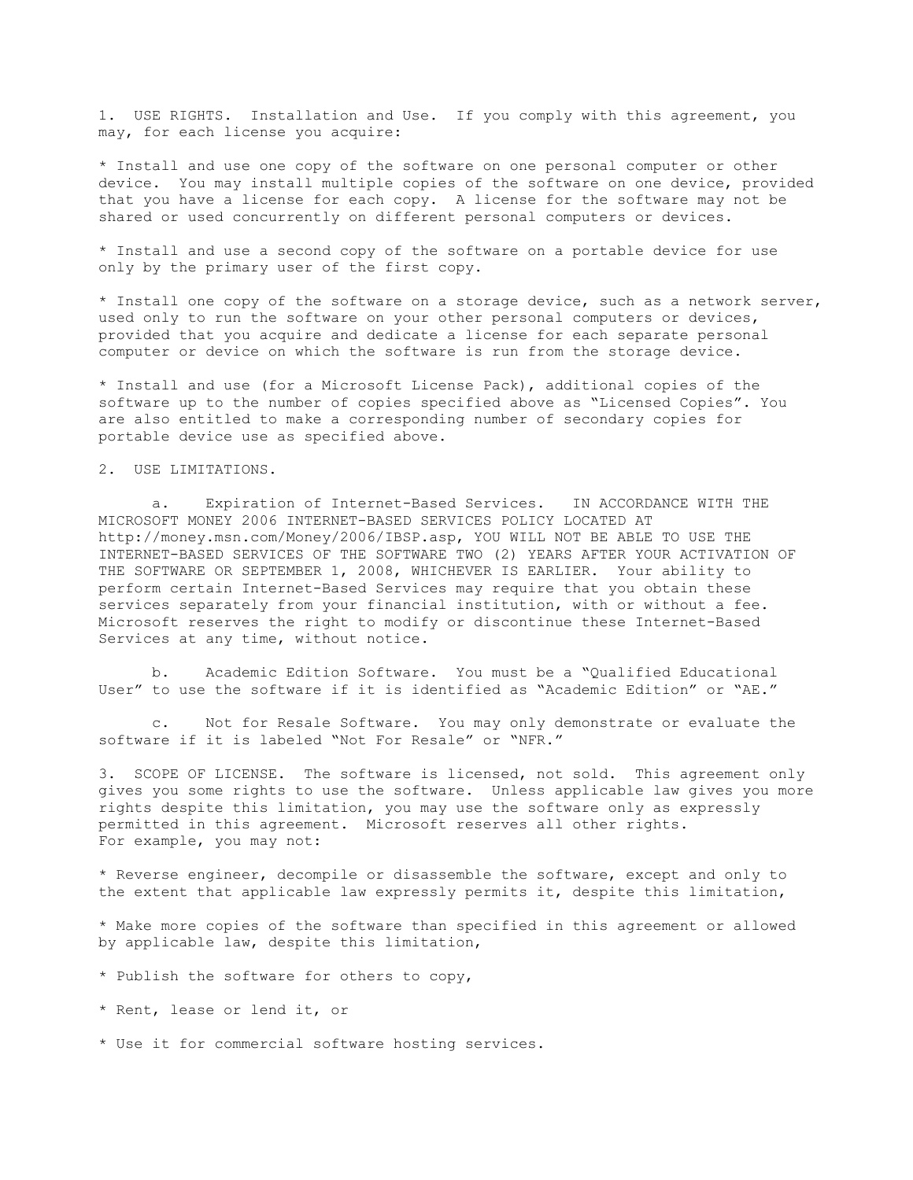1. USE RIGHTS. Installation and Use. If you comply with this agreement, you may, for each license you acquire:

* Install and use one copy of the software on one personal computer or other device. You may install multiple copies of the software on one device, provided that you have a license for each copy. A license for the software may not be shared or used concurrently on different personal computers or devices.

* Install and use a second copy of the software on a portable device for use only by the primary user of the first copy.

* Install one copy of the software on a storage device, such as a network server, used only to run the software on your other personal computers or devices, provided that you acquire and dedicate a license for each separate personal computer or device on which the software is run from the storage device.

* Install and use (for a Microsoft License Pack), additional copies of the software up to the number of copies specified above as "Licensed Copies". You are also entitled to make a corresponding number of secondary copies for portable device use as specified above.

2. USE LIMITATIONS.

a. Expiration of Internet-Based Services. IN ACCORDANCE WITH THE MICROSOFT MONEY 2006 INTERNET-BASED SERVICES POLICY LOCATED AT http://money.msn.com/Money/2006/IBSP.asp, YOU WILL NOT BE ABLE TO USE THE INTERNET-BASED SERVICES OF THE SOFTWARE TWO (2) YEARS AFTER YOUR ACTIVATION OF THE SOFTWARE OR SEPTEMBER 1, 2008, WHICHEVER IS EARLIER. Your ability to perform certain Internet-Based Services may require that you obtain these services separately from your financial institution, with or without a fee. Microsoft reserves the right to modify or discontinue these Internet-Based Services at any time, without notice.

b. Academic Edition Software. You must be a "Qualified Educational User" to use the software if it is identified as "Academic Edition" or "AE."

c. Not for Resale Software. You may only demonstrate or evaluate the software if it is labeled "Not For Resale" or "NFR."

3. SCOPE OF LICENSE. The software is licensed, not sold. This agreement only gives you some rights to use the software. Unless applicable law gives you more rights despite this limitation, you may use the software only as expressly permitted in this agreement. Microsoft reserves all other rights. For example, you may not:

* Reverse engineer, decompile or disassemble the software, except and only to the extent that applicable law expressly permits it, despite this limitation,

* Make more copies of the software than specified in this agreement or allowed by applicable law, despite this limitation,

* Publish the software for others to copy,

* Rent, lease or lend it, or

* Use it for commercial software hosting services.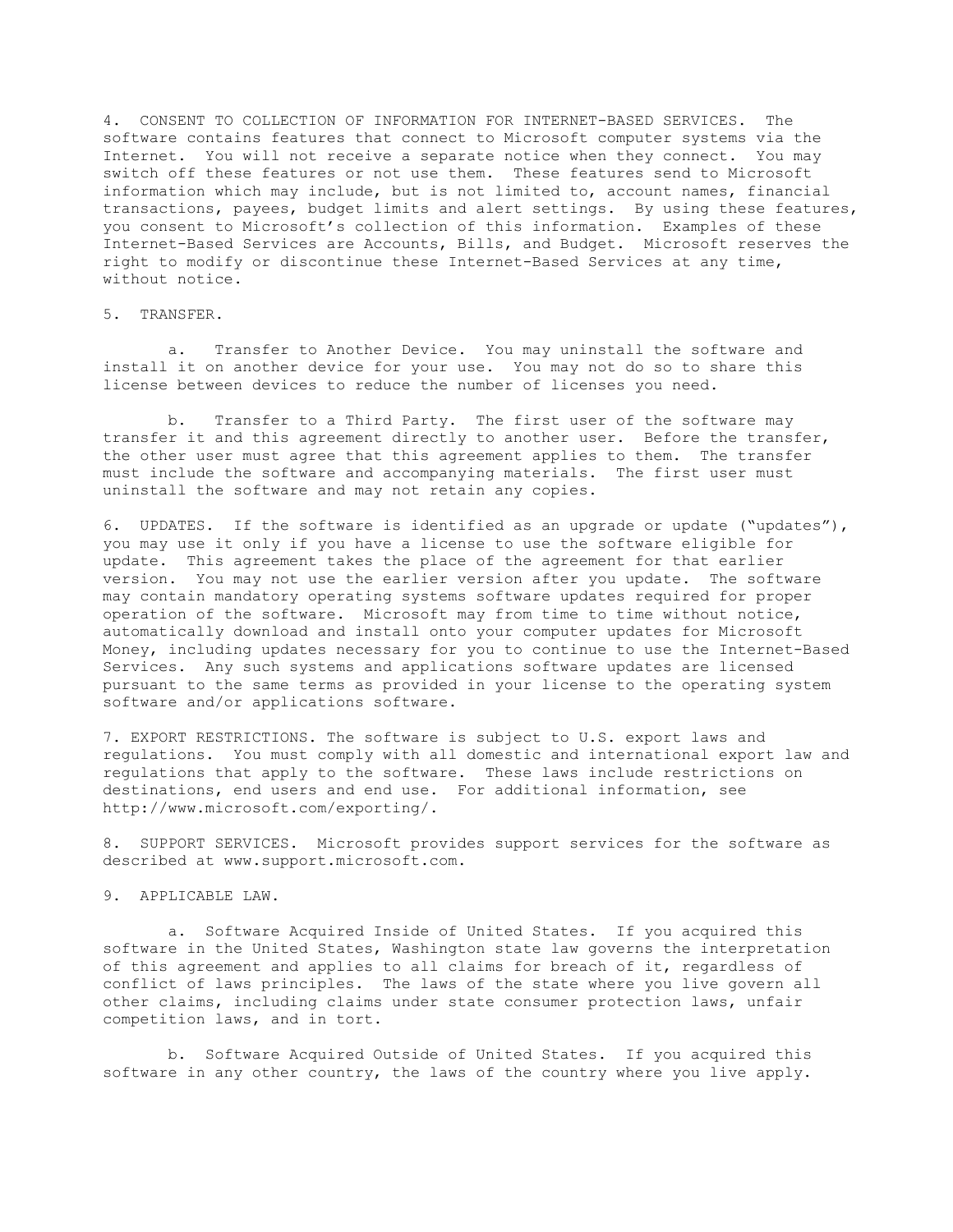4. CONSENT TO COLLECTION OF INFORMATION FOR INTERNET-BASED SERVICES. The software contains features that connect to Microsoft computer systems via the Internet. You will not receive a separate notice when they connect. You may switch off these features or not use them. These features send to Microsoft information which may include, but is not limited to, account names, financial transactions, payees, budget limits and alert settings. By using these features, you consent to Microsoft's collection of this information. Examples of these Internet-Based Services are Accounts, Bills, and Budget. Microsoft reserves the right to modify or discontinue these Internet-Based Services at any time, without notice.

5. TRANSFER.

a. Transfer to Another Device. You may uninstall the software and install it on another device for your use. You may not do so to share this license between devices to reduce the number of licenses you need.

b. Transfer to a Third Party. The first user of the software may transfer it and this agreement directly to another user. Before the transfer, the other user must agree that this agreement applies to them. The transfer must include the software and accompanying materials. The first user must uninstall the software and may not retain any copies.

6. UPDATES. If the software is identified as an upgrade or update ("updates"), you may use it only if you have a license to use the software eligible for update. This agreement takes the place of the agreement for that earlier version. You may not use the earlier version after you update. The software may contain mandatory operating systems software updates required for proper operation of the software. Microsoft may from time to time without notice, automatically download and install onto your computer updates for Microsoft Money, including updates necessary for you to continue to use the Internet-Based Services. Any such systems and applications software updates are licensed pursuant to the same terms as provided in your license to the operating system software and/or applications software.

7. EXPORT RESTRICTIONS. The software is subject to U.S. export laws and regulations. You must comply with all domestic and international export law and regulations that apply to the software. These laws include restrictions on destinations, end users and end use. For additional information, see http://www.microsoft.com/exporting/.

8. SUPPORT SERVICES. Microsoft provides support services for the software as described at www.support.microsoft.com.

9. APPLICABLE LAW.

a. Software Acquired Inside of United States. If you acquired this software in the United States, Washington state law governs the interpretation of this agreement and applies to all claims for breach of it, regardless of conflict of laws principles. The laws of the state where you live govern all other claims, including claims under state consumer protection laws, unfair competition laws, and in tort.

b. Software Acquired Outside of United States. If you acquired this software in any other country, the laws of the country where you live apply.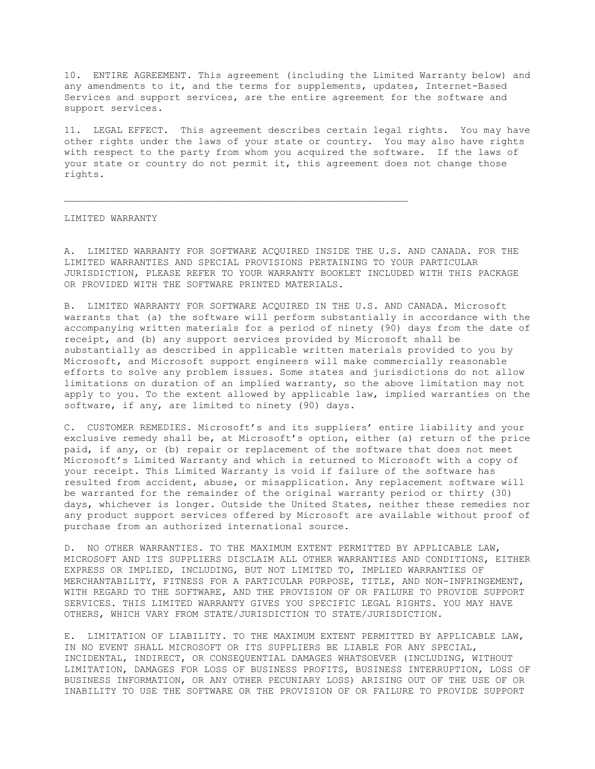10. ENTIRE AGREEMENT. This agreement (including the Limited Warranty below) and any amendments to it, and the terms for supplements, updates, Internet-Based Services and support services, are the entire agreement for the software and support services.

11. LEGAL EFFECT. This agreement describes certain legal rights. You may have other rights under the laws of your state or country. You may also have rights with respect to the party from whom you acquired the software. If the laws of your state or country do not permit it, this agreement does not change those rights.

---

LIMITED WARRANTY

A. LIMITED WARRANTY FOR SOFTWARE ACQUIRED INSIDE THE U.S. AND CANADA. FOR THE LIMITED WARRANTIES AND SPECIAL PROVISIONS PERTAINING TO YOUR PARTICULAR JURISDICTION, PLEASE REFER TO YOUR WARRANTY BOOKLET INCLUDED WITH THIS PACKAGE OR PROVIDED WITH THE SOFTWARE PRINTED MATERIALS.

B. LIMITED WARRANTY FOR SOFTWARE ACQUIRED IN THE U.S. AND CANADA. Microsoft warrants that (a) the software will perform substantially in accordance with the accompanying written materials for a period of ninety (90) days from the date of receipt, and (b) any support services provided by Microsoft shall be substantially as described in applicable written materials provided to you by Microsoft, and Microsoft support engineers will make commercially reasonable efforts to solve any problem issues. Some states and jurisdictions do not allow limitations on duration of an implied warranty, so the above limitation may not apply to you. To the extent allowed by applicable law, implied warranties on the software, if any, are limited to ninety (90) days.

C. CUSTOMER REMEDIES. Microsoft's and its suppliers' entire liability and your exclusive remedy shall be, at Microsoft's option, either (a) return of the price paid, if any, or (b) repair or replacement of the software that does not meet Microsoft's Limited Warranty and which is returned to Microsoft with a copy of your receipt. This Limited Warranty is void if failure of the software has resulted from accident, abuse, or misapplication. Any replacement software will be warranted for the remainder of the original warranty period or thirty (30) days, whichever is longer. Outside the United States, neither these remedies nor any product support services offered by Microsoft are available without proof of purchase from an authorized international source.

D. NO OTHER WARRANTIES. TO THE MAXIMUM EXTENT PERMITTED BY APPLICABLE LAW, MICROSOFT AND ITS SUPPLIERS DISCLAIM ALL OTHER WARRANTIES AND CONDITIONS, EITHER EXPRESS OR IMPLIED, INCLUDING, BUT NOT LIMITED TO, IMPLIED WARRANTIES OF MERCHANTABILITY, FITNESS FOR A PARTICULAR PURPOSE, TITLE, AND NON-INFRINGEMENT, WITH REGARD TO THE SOFTWARE, AND THE PROVISION OF OR FAILURE TO PROVIDE SUPPORT SERVICES. THIS LIMITED WARRANTY GIVES YOU SPECIFIC LEGAL RIGHTS. YOU MAY HAVE OTHERS, WHICH VARY FROM STATE/JURISDICTION TO STATE/JURISDICTION.

E. LIMITATION OF LIABILITY. TO THE MAXIMUM EXTENT PERMITTED BY APPLICABLE LAW, IN NO EVENT SHALL MICROSOFT OR ITS SUPPLIERS BE LIABLE FOR ANY SPECIAL, INCIDENTAL, INDIRECT, OR CONSEQUENTIAL DAMAGES WHATSOEVER (INCLUDING, WITHOUT LIMITATION, DAMAGES FOR LOSS OF BUSINESS PROFITS, BUSINESS INTERRUPTION, LOSS OF BUSINESS INFORMATION, OR ANY OTHER PECUNIARY LOSS) ARISING OUT OF THE USE OF OR INABILITY TO USE THE SOFTWARE OR THE PROVISION OF OR FAILURE TO PROVIDE SUPPORT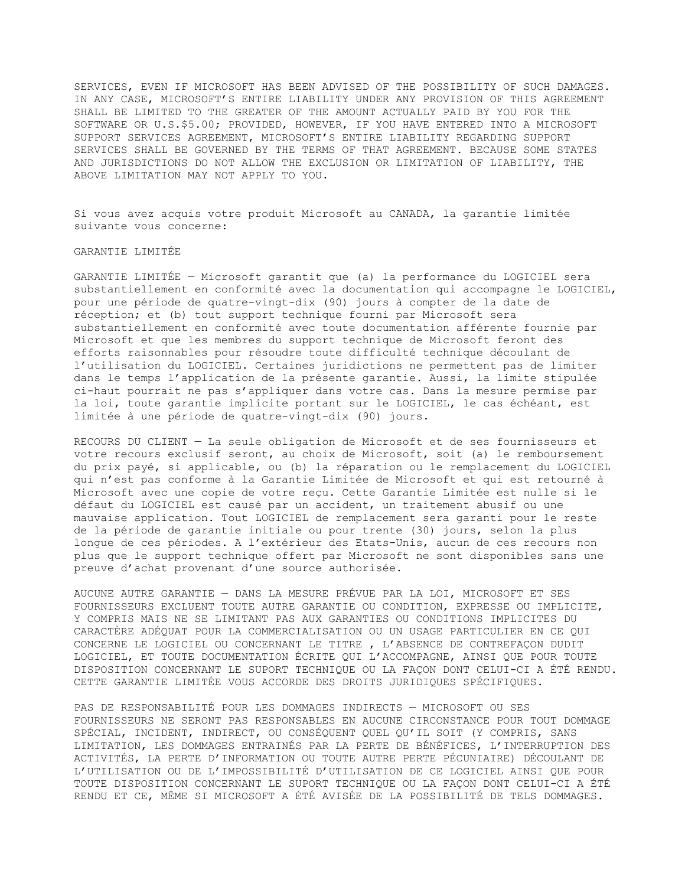SERVICES, EVEN IF MICROSOFT HAS BEEN ADVISED OF THE POSSIBILITY OF SUCH DAMAGES. IN ANY CASE, MICROSOFT'S ENTIRE LIABILITY UNDER ANY PROVISION OF THIS AGREEMENT SHALL BE LIMITED TO THE GREATER OF THE AMOUNT ACTUALLY PAID BY YOU FOR THE SOFTWARE OR U.S.$5.00; PROVIDED, HOWEVER, IF YOU HAVE ENTERED INTO A MICROSOFT SUPPORT SERVICES AGREEMENT, MICROSOFT'S ENTIRE LIABILITY REGARDING SUPPORT SERVICES SHALL BE GOVERNED BY THE TERMS OF THAT AGREEMENT. BECAUSE SOME STATES AND JURISDICTIONS DO NOT ALLOW THE EXCLUSION OR LIMITATION OF LIABILITY, THE ABOVE LIMITATION MAY NOT APPLY TO YOU.

Si vous avez acquis votre produit Microsoft au CANADA, la garantie limitée suivante vous concerne:

GARANTIE LIMITÉE

GARANTIE LIMITÉE — Microsoft garantit que (a) la performance du LOGICIEL sera substantiellement en conformité avec la documentation qui accompagne le LOGICIEL, pour une période de quatre-vingt-dix (90) jours à compter de la date de réception; et (b) tout support technique fourni par Microsoft sera substantiellement en conformité avec toute documentation afférente fournie par Microsoft et que les membres du support technique de Microsoft feront des efforts raisonnables pour résoudre toute difficulté technique découlant de l'utilisation du LOGICIEL. Certaines juridictions ne permettent pas de limiter dans le temps l'application de la présente garantie. Aussi, la limite stipulée ci-haut pourrait ne pas s'appliquer dans votre cas. Dans la mesure permise par la loi, toute garantie implicite portant sur le LOGICIEL, le cas échéant, est limitée à une période de quatre-vingt-dix (90) jours.

RECOURS DU CLIENT — La seule obligation de Microsoft et de ses fournisseurs et votre recours exclusif seront, au choix de Microsoft, soit (a) le remboursement du prix payé, si applicable, ou (b) la réparation ou le remplacement du LOGICIEL qui n'est pas conforme à la Garantie Limitée de Microsoft et qui est retourné à Microsoft avec une copie de votre reçu. Cette Garantie Limitée est nulle si le défaut du LOGICIEL est causé par un accident, un traitement abusif ou une mauvaise application. Tout LOGICIEL de remplacement sera garanti pour le reste de la période de garantie initiale ou pour trente (30) jours, selon la plus longue de ces périodes. A l'extérieur des Etats-Unis, aucun de ces recours non plus que le support technique offert par Microsoft ne sont disponibles sans une preuve d'achat provenant d'une source authorisée.

AUCUNE AUTRE GARANTIE — DANS LA MESURE PRÉVUE PAR LA LOI, MICROSOFT ET SES FOURNISSEURS EXCLUENT TOUTE AUTRE GARANTIE OU CONDITION, EXPRESSE OU IMPLICITE, Y COMPRIS MAIS NE SE LIMITANT PAS AUX GARANTIES OU CONDITIONS IMPLICITES DU CARACTÈRE ADÉQUAT POUR LA COMMERCIALISATION OU UN USAGE PARTICULIER EN CE QUI CONCERNE LE LOGICIEL OU CONCERNANT LE TITRE , L'ABSENCE DE CONTREFAÇON DUDIT LOGICIEL, ET TOUTE DOCUMENTATION ÉCRITE QUI L'ACCOMPAGNE, AINSI QUE POUR TOUTE DISPOSITION CONCERNANT LE SUPORT TECHNIQUE OU LA FAÇON DONT CELUI-CI A ÉTÉ RENDU. CETTE GARANTIE LIMITÉE VOUS ACCORDE DES DROITS JURIDIQUES SPÉCIFIQUES.

PAS DE RESPONSABILITÉ POUR LES DOMMAGES INDIRECTS — MICROSOFT OU SES FOURNISSEURS NE SERONT PAS RESPONSABLES EN AUCUNE CIRCONSTANCE POUR TOUT DOMMAGE SPÉCIAL, INCIDENT, INDIRECT, OU CONSÉQUENT QUEL QU'IL SOIT (Y COMPRIS, SANS LIMITATION, LES DOMMAGES ENTRAINÉS PAR LA PERTE DE BÉNÉFICES, L'INTERRUPTION DES ACTIVITÉS, LA PERTE D'INFORMATION OU TOUTE AUTRE PERTE PÉCUNIAIRE) DÉCOULANT DE L'UTILISATION OU DE L'IMPOSSIBILITÉ D'UTILISATION DE CE LOGICIEL AINSI QUE POUR TOUTE DISPOSITION CONCERNANT LE SUPORT TECHNIQUE OU LA FAÇON DONT CELUI-CI A ÉTÉ RENDU ET CE, MÊME SI MICROSOFT A ÉTÉ AVISÉE DE LA POSSIBILITÉ DE TELS DOMMAGES.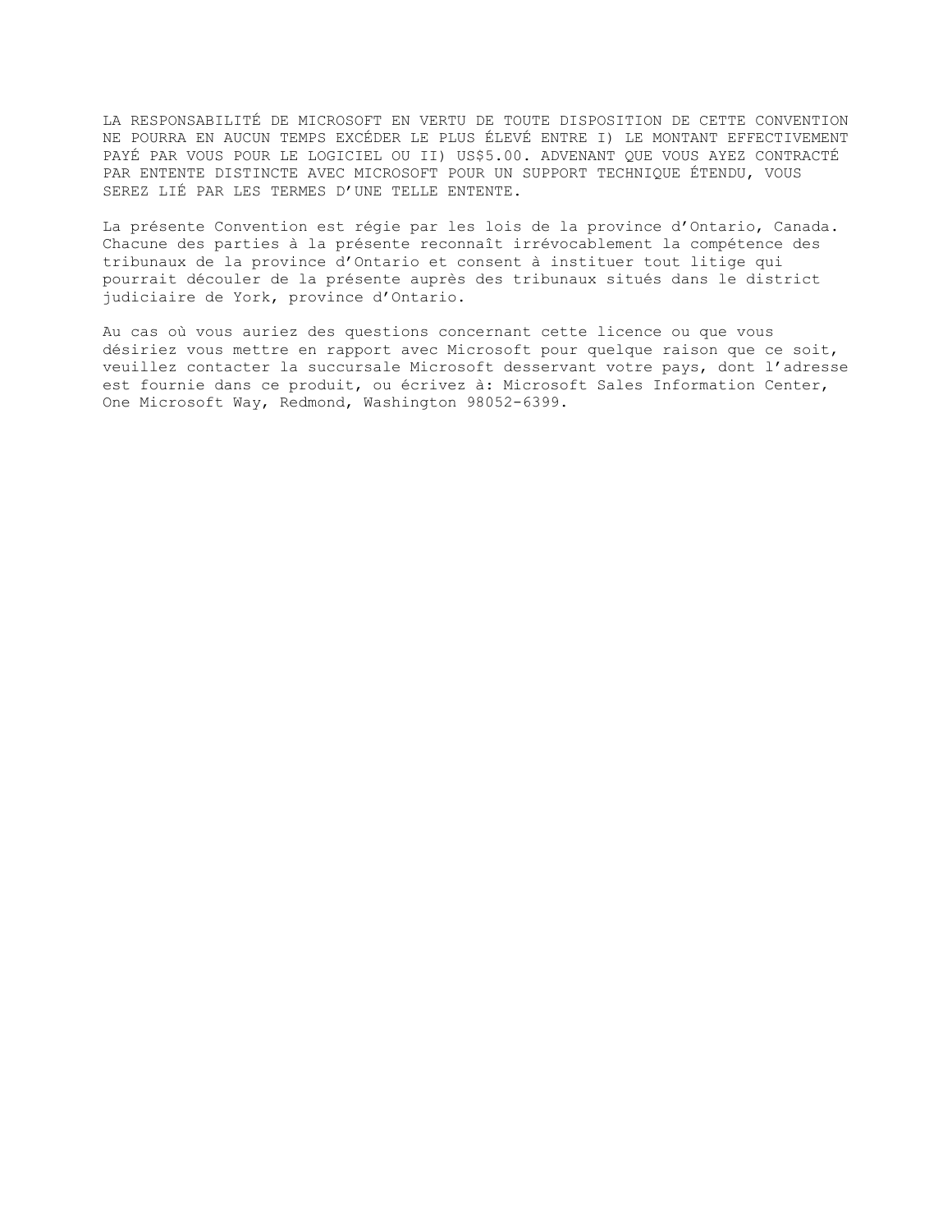LA RESPONSABILITÉ DE MICROSOFT EN VERTU DE TOUTE DISPOSITION DE CETTE CONVENTION NE POURRA EN AUCUN TEMPS EXCÉDER LE PLUS ÉLEVÉ ENTRE I) LE MONTANT EFFECTIVEMENT PAYÉ PAR VOUS POUR LE LOGICIEL OU II) US$5.00. ADVENANT QUE VOUS AYEZ CONTRACTÉ PAR ENTENTE DISTINCTE AVEC MICROSOFT POUR UN SUPPORT TECHNIQUE ÉTENDU, VOUS SEREZ LIÉ PAR LES TERMES D'UNE TELLE ENTENTE.

La présente Convention est régie par les lois de la province d'Ontario, Canada. Chacune des parties à la présente reconnaît irrévocablement la compétence des tribunaux de la province d'Ontario et consent à instituer tout litige qui pourrait découler de la présente auprès des tribunaux situés dans le district judiciaire de York, province d'Ontario.

Au cas où vous auriez des questions concernant cette licence ou que vous désiriez vous mettre en rapport avec Microsoft pour quelque raison que ce soit, veuillez contacter la succursale Microsoft desservant votre pays, dont l'adresse est fournie dans ce produit, ou écrivez à: Microsoft Sales Information Center, One Microsoft Way, Redmond, Washington 98052-6399.